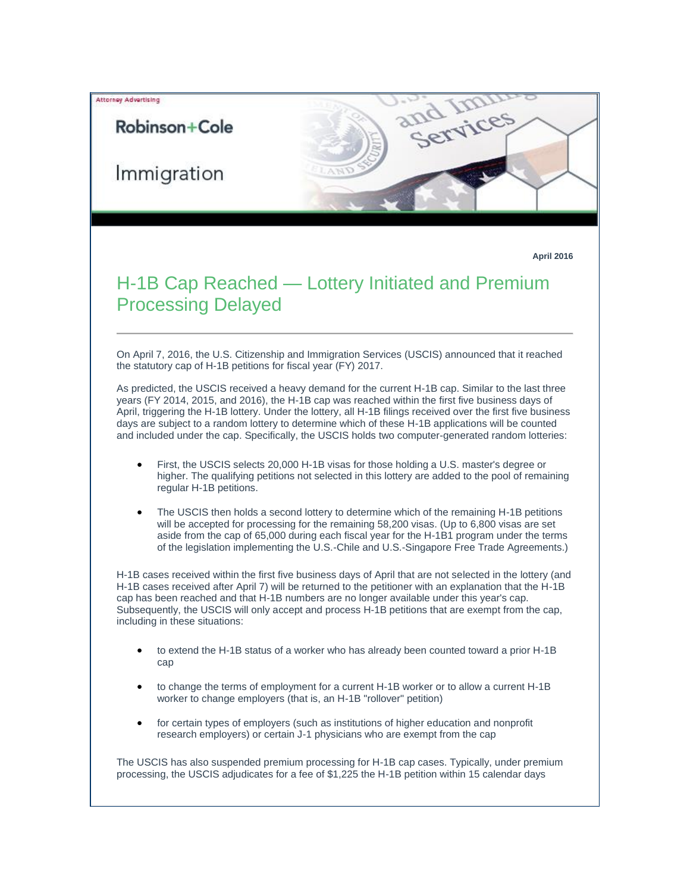Attorney Advertising

Robinson+Cole

Immigration

**April 2016**

# H-1B Cap Reached — Lottery Initiated and Premium Processing Delayed

---

On April 7, 2016, the U.S. Citizenship and Immigration Services (USCIS) announced that it reached the statutory cap of H-1B petitions for fiscal year (FY) 2017.

As predicted, the USCIS received a heavy demand for the current H-1B cap. Similar to the last three years (FY 2014, 2015, and 2016), the H-1B cap was reached within the first five business days of April, triggering the H-1B lottery. Under the lottery, all H-1B filings received over the first five business days are subject to a random lottery to determine which of these H-1B applications will be counted and included under the cap. Specifically, the USCIS holds two computer-generated random lotteries:

- First, the USCIS selects 20,000 H-1B visas for those holding a U.S. master's degree or higher. The qualifying petitions not selected in this lottery are added to the pool of remaining regular H-1B petitions.
- The USCIS then holds a second lottery to determine which of the remaining H-1B petitions will be accepted for processing for the remaining 58,200 visas. (Up to 6,800 visas are set aside from the cap of 65,000 during each fiscal year for the H-1B1 program under the terms of the legislation implementing the U.S.-Chile and U.S.-Singapore Free Trade Agreements.)

H-1B cases received within the first five business days of April that are not selected in the lottery (and H-1B cases received after April 7) will be returned to the petitioner with an explanation that the H-1B cap has been reached and that H-1B numbers are no longer available under this year's cap. Subsequently, the USCIS will only accept and process H-1B petitions that are exempt from the cap, including in these situations:

- to extend the H-1B status of a worker who has already been counted toward a prior H-1B cap
- to change the terms of employment for a current H-1B worker or to allow a current H-1B worker to change employers (that is, an H-1B "rollover" petition)
- for certain types of employers (such as institutions of higher education and nonprofit research employers) or certain J-1 physicians who are exempt from the cap

The USCIS has also suspended premium processing for H-1B cap cases. Typically, under premium processing, the USCIS adjudicates for a fee of $1,225 the H-1B petition within 15 calendar days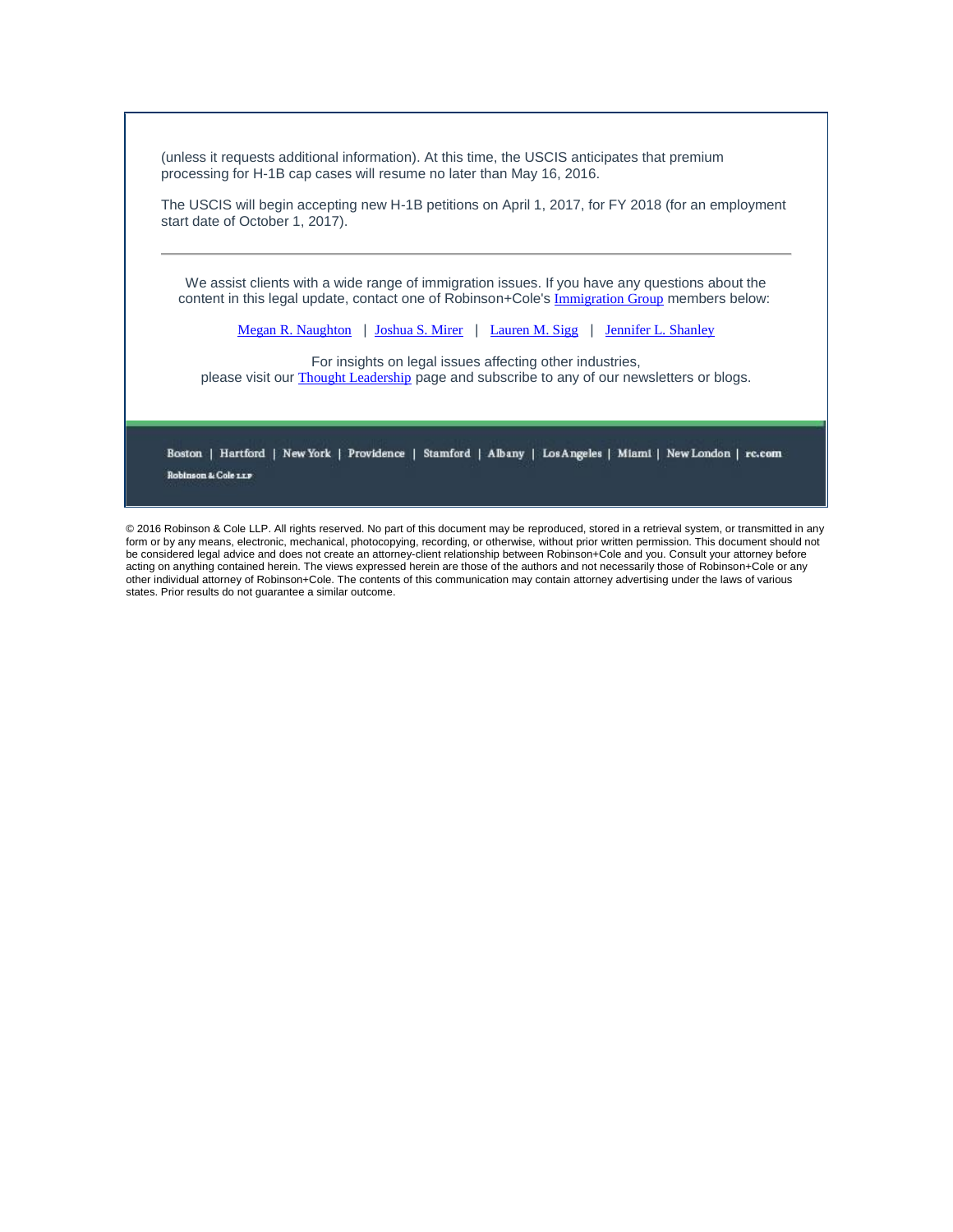(unless it requests additional information). At this time, the USCIS anticipates that premium processing for H-1B cap cases will resume no later than May 16, 2016.

The USCIS will begin accepting new H-1B petitions on April 1, 2017, for FY 2018 (for an employment start date of October 1, 2017).

---

We assist clients with a wide range of immigration issues. If you have any questions about the content in this legal update, contact one of Robinson+Cole's Immigration Group members below:

Megan R. Naughton | Joshua S. Mirer | Lauren M. Sigg | Jennifer L. Shanley

For insights on legal issues affecting other industries, please visit our Thought Leadership page and subscribe to any of our newsletters or blogs.

Boston | Hartford | New York | Providence | Stamford | Albany | Los Angeles | Miami | New London | rc.com

Robinson & Cole LLP

© 2016 Robinson & Cole LLP. All rights reserved. No part of this document may be reproduced, stored in a retrieval system, or transmitted in any form or by any means, electronic, mechanical, photocopying, recording, or otherwise, without prior written permission. This document should not be considered legal advice and does not create an attorney-client relationship between Robinson+Cole and you. Consult your attorney before acting on anything contained herein. The views expressed herein are those of the authors and not necessarily those of Robinson+Cole or any other individual attorney of Robinson+Cole. The contents of this communication may contain attorney advertising under the laws of various states. Prior results do not guarantee a similar outcome.